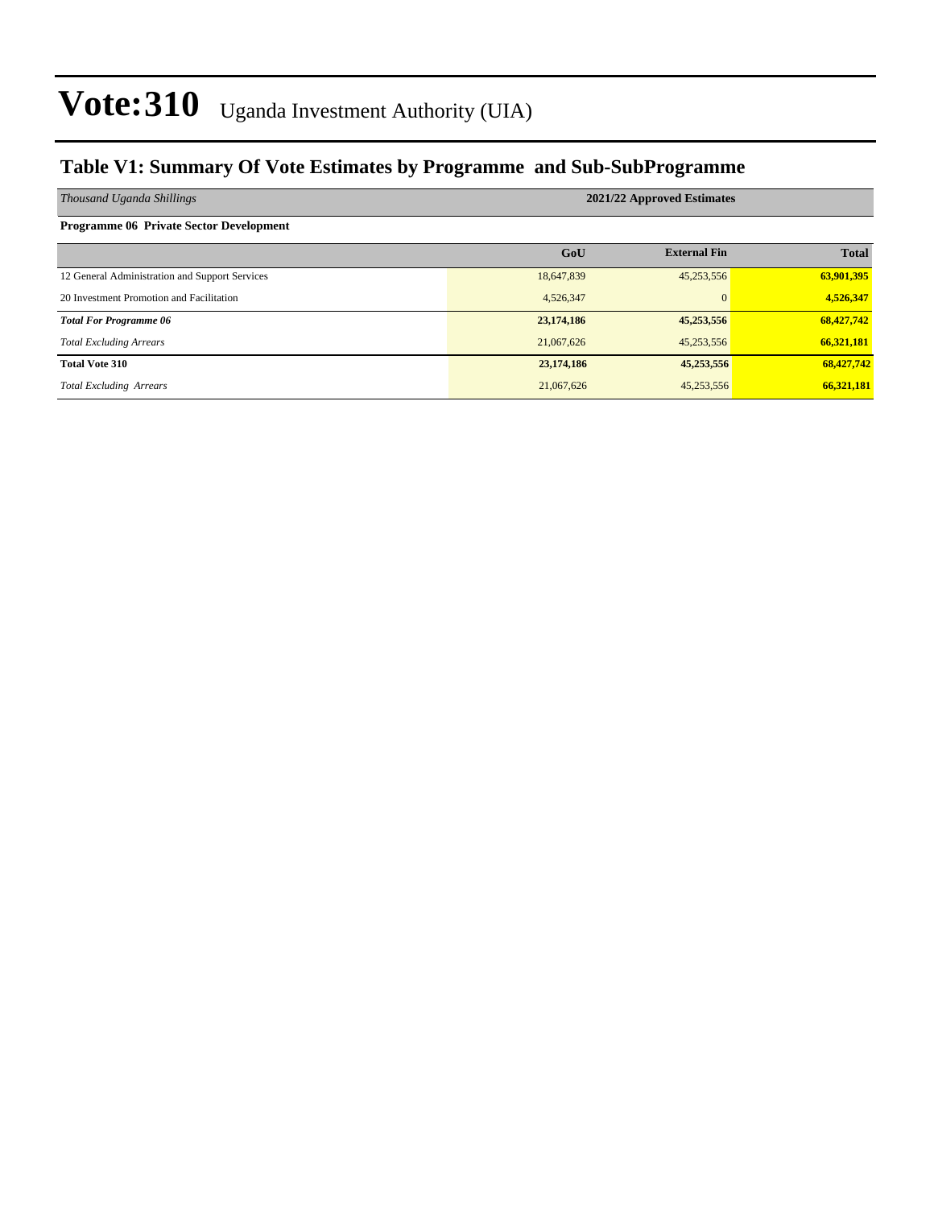# Vote:310 Uganda Investment Authority (UIA)

## Table V1: Summary Of Vote Estimates by Programme and Sub-SubProgramme

| *Thousand Uganda Shillings* | 2021/22 Approved Estimates | | |
|---|---|---|---|
| **Programme 06 Private Sector Development** | | | |
| | **GoU** | **External Fin** | **Total** |
| 12 General Administration and Support Services | 18,647,839 | 45,253,556 | **63,901,395** |
| 20 Investment Promotion and Facilitation | 4,526,347 | 0 | **4,526,347** |
| ***Total For Programme 06*** | **23,174,186** | **45,253,556** | **68,427,742** |
| *Total Excluding Arrears* | 21,067,626 | 45,253,556 | **66,321,181** |
| **Total Vote 310** | **23,174,186** | **45,253,556** | **68,427,742** |
| *Total Excluding Arrears* | 21,067,626 | 45,253,556 | **66,321,181** |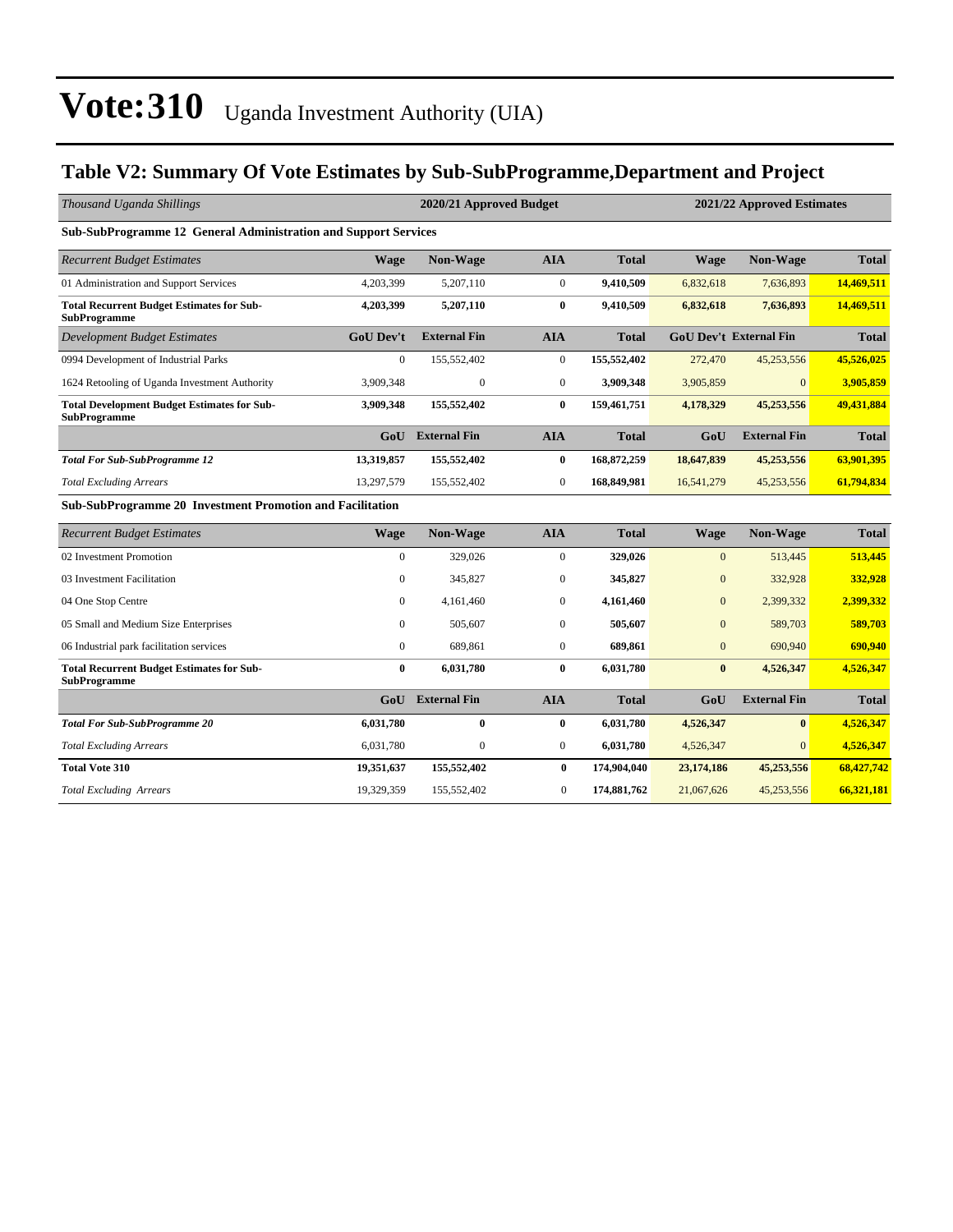# Vote:310 Uganda Investment Authority (UIA)

## Table V2: Summary Of Vote Estimates by Sub-SubProgramme,Department and Project

| *Thousand Uganda Shillings* | 2020/21 Approved Budget | | | | 2021/22 Approved Estimates | | |
|---|---|---|---|---|---|---|---|
| **Sub-SubProgramme 12 General Administration and Support Services** | | | | | | | |
| *Recurrent Budget Estimates* | **Wage** | **Non-Wage** | **AIA** | **Total** | **Wage** | **Non-Wage** | **Total** |
| 01 Administration and Support Services | 4,203,399 | 5,207,110 | 0 | **9,410,509** | 6,832,618 | 7,636,893 | **14,469,511** |
| **Total Recurrent Budget Estimates for Sub-SubProgramme** | **4,203,399** | **5,207,110** | **0** | **9,410,509** | **6,832,618** | **7,636,893** | **14,469,511** |
| *Development Budget Estimates* | **GoU Dev't** | **External Fin** | **AIA** | **Total** | **GoU Dev't** | **External Fin** | **Total** |
| 0994 Development of Industrial Parks | 0 | 155,552,402 | 0 | **155,552,402** | 272,470 | 45,253,556 | **45,526,025** |
| 1624 Retooling of Uganda Investment Authority | 3,909,348 | 0 | 0 | **3,909,348** | 3,905,859 | 0 | **3,905,859** |
| **Total Development Budget Estimates for Sub-SubProgramme** | **3,909,348** | **155,552,402** | **0** | **159,461,751** | **4,178,329** | **45,253,556** | **49,431,884** |
| | **GoU** | **External Fin** | **AIA** | **Total** | **GoU** | **External Fin** | **Total** |
| ***Total For Sub-SubProgramme 12*** | **13,319,857** | **155,552,402** | **0** | **168,872,259** | **18,647,839** | **45,253,556** | **63,901,395** |
| *Total Excluding Arrears* | 13,297,579 | 155,552,402 | 0 | 168,849,981 | 16,541,279 | 45,253,556 | 61,794,834 |
| **Sub-SubProgramme 20 Investment Promotion and Facilitation** | | | | | | | |
| *Recurrent Budget Estimates* | **Wage** | **Non-Wage** | **AIA** | **Total** | **Wage** | **Non-Wage** | **Total** |
| 02 Investment Promotion | 0 | 329,026 | 0 | **329,026** | 0 | 513,445 | **513,445** |
| 03 Investment Facilitation | 0 | 345,827 | 0 | **345,827** | 0 | 332,928 | **332,928** |
| 04 One Stop Centre | 0 | 4,161,460 | 0 | **4,161,460** | 0 | 2,399,332 | **2,399,332** |
| 05 Small and Medium Size Enterprises | 0 | 505,607 | 0 | **505,607** | 0 | 589,703 | **589,703** |
| 06 Industrial park facilitation services | 0 | 689,861 | 0 | **689,861** | 0 | 690,940 | **690,940** |
| **Total Recurrent Budget Estimates for Sub-SubProgramme** | **0** | **6,031,780** | **0** | **6,031,780** | **0** | **4,526,347** | **4,526,347** |
| | **GoU** | **External Fin** | **AIA** | **Total** | **GoU** | **External Fin** | **Total** |
| ***Total For Sub-SubProgramme 20*** | **6,031,780** | **0** | **0** | **6,031,780** | **4,526,347** | **0** | **4,526,347** |
| *Total Excluding Arrears* | 6,031,780 | 0 | 0 | 6,031,780 | 4,526,347 | 0 | 4,526,347 |
| **Total Vote 310** | **19,351,637** | **155,552,402** | **0** | **174,904,040** | **23,174,186** | **45,253,556** | **68,427,742** |
| *Total Excluding Arrears* | 19,329,359 | 155,552,402 | 0 | 174,881,762 | 21,067,626 | 45,253,556 | 66,321,181 |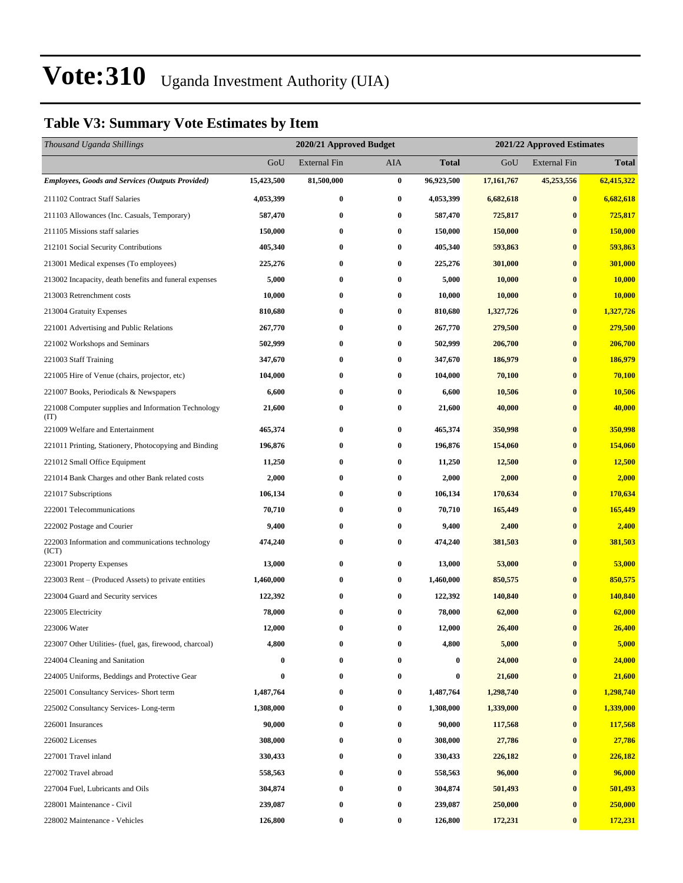# Vote:310 Uganda Investment Authority (UIA)

## Table V3: Summary Vote Estimates by Item

| *Thousand Uganda Shillings* | 2020/21 Approved Budget | | | | 2021/22 Approved Estimates | | |
|---|---|---|---|---|---|---|---|
| | GoU | External Fin | AIA | Total | GoU | External Fin | Total |
| ***Employees, Goods and Services (Outputs Provided)*** | **15,423,500** | **81,500,000** | **0** | **96,923,500** | **17,161,767** | **45,253,556** | **62,415,322** |
| 211102 Contract Staff Salaries | **4,053,399** | **0** | **0** | **4,053,399** | **6,682,618** | **0** | **6,682,618** |
| 211103 Allowances (Inc. Casuals, Temporary) | **587,470** | **0** | **0** | **587,470** | **725,817** | **0** | **725,817** |
| 211105 Missions staff salaries | **150,000** | **0** | **0** | **150,000** | **150,000** | **0** | **150,000** |
| 212101 Social Security Contributions | **405,340** | **0** | **0** | **405,340** | **593,863** | **0** | **593,863** |
| 213001 Medical expenses (To employees) | **225,276** | **0** | **0** | **225,276** | **301,000** | **0** | **301,000** |
| 213002 Incapacity, death benefits and funeral expenses | **5,000** | **0** | **0** | **5,000** | **10,000** | **0** | **10,000** |
| 213003 Retrenchment costs | **10,000** | **0** | **0** | **10,000** | **10,000** | **0** | **10,000** |
| 213004 Gratuity Expenses | **810,680** | **0** | **0** | **810,680** | **1,327,726** | **0** | **1,327,726** |
| 221001 Advertising and Public Relations | **267,770** | **0** | **0** | **267,770** | **279,500** | **0** | **279,500** |
| 221002 Workshops and Seminars | **502,999** | **0** | **0** | **502,999** | **206,700** | **0** | **206,700** |
| 221003 Staff Training | **347,670** | **0** | **0** | **347,670** | **186,979** | **0** | **186,979** |
| 221005 Hire of Venue (chairs, projector, etc) | **104,000** | **0** | **0** | **104,000** | **70,100** | **0** | **70,100** |
| 221007 Books, Periodicals & Newspapers | **6,600** | **0** | **0** | **6,600** | **10,506** | **0** | **10,506** |
| 221008 Computer supplies and Information Technology (IT) | **21,600** | **0** | **0** | **21,600** | **40,000** | **0** | **40,000** |
| 221009 Welfare and Entertainment | **465,374** | **0** | **0** | **465,374** | **350,998** | **0** | **350,998** |
| 221011 Printing, Stationery, Photocopying and Binding | **196,876** | **0** | **0** | **196,876** | **154,060** | **0** | **154,060** |
| 221012 Small Office Equipment | **11,250** | **0** | **0** | **11,250** | **12,500** | **0** | **12,500** |
| 221014 Bank Charges and other Bank related costs | **2,000** | **0** | **0** | **2,000** | **2,000** | **0** | **2,000** |
| 221017 Subscriptions | **106,134** | **0** | **0** | **106,134** | **170,634** | **0** | **170,634** |
| 222001 Telecommunications | **70,710** | **0** | **0** | **70,710** | **165,449** | **0** | **165,449** |
| 222002 Postage and Courier | **9,400** | **0** | **0** | **9,400** | **2,400** | **0** | **2,400** |
| 222003 Information and communications technology (ICT) | **474,240** | **0** | **0** | **474,240** | **381,503** | **0** | **381,503** |
| 223001 Property Expenses | **13,000** | **0** | **0** | **13,000** | **53,000** | **0** | **53,000** |
| 223003 Rent – (Produced Assets) to private entities | **1,460,000** | **0** | **0** | **1,460,000** | **850,575** | **0** | **850,575** |
| 223004 Guard and Security services | **122,392** | **0** | **0** | **122,392** | **140,840** | **0** | **140,840** |
| 223005 Electricity | **78,000** | **0** | **0** | **78,000** | **62,000** | **0** | **62,000** |
| 223006 Water | **12,000** | **0** | **0** | **12,000** | **26,400** | **0** | **26,400** |
| 223007 Other Utilities- (fuel, gas, firewood, charcoal) | **4,800** | **0** | **0** | **4,800** | **5,000** | **0** | **5,000** |
| 224004 Cleaning and Sanitation | **0** | **0** | **0** | **0** | **24,000** | **0** | **24,000** |
| 224005 Uniforms, Beddings and Protective Gear | **0** | **0** | **0** | **0** | **21,600** | **0** | **21,600** |
| 225001 Consultancy Services- Short term | **1,487,764** | **0** | **0** | **1,487,764** | **1,298,740** | **0** | **1,298,740** |
| 225002 Consultancy Services- Long-term | **1,308,000** | **0** | **0** | **1,308,000** | **1,339,000** | **0** | **1,339,000** |
| 226001 Insurances | **90,000** | **0** | **0** | **90,000** | **117,568** | **0** | **117,568** |
| 226002 Licenses | **308,000** | **0** | **0** | **308,000** | **27,786** | **0** | **27,786** |
| 227001 Travel inland | **330,433** | **0** | **0** | **330,433** | **226,182** | **0** | **226,182** |
| 227002 Travel abroad | **558,563** | **0** | **0** | **558,563** | **96,000** | **0** | **96,000** |
| 227004 Fuel, Lubricants and Oils | **304,874** | **0** | **0** | **304,874** | **501,493** | **0** | **501,493** |
| 228001 Maintenance - Civil | **239,087** | **0** | **0** | **239,087** | **250,000** | **0** | **250,000** |
| 228002 Maintenance - Vehicles | **126,800** | **0** | **0** | **126,800** | **172,231** | **0** | **172,231** |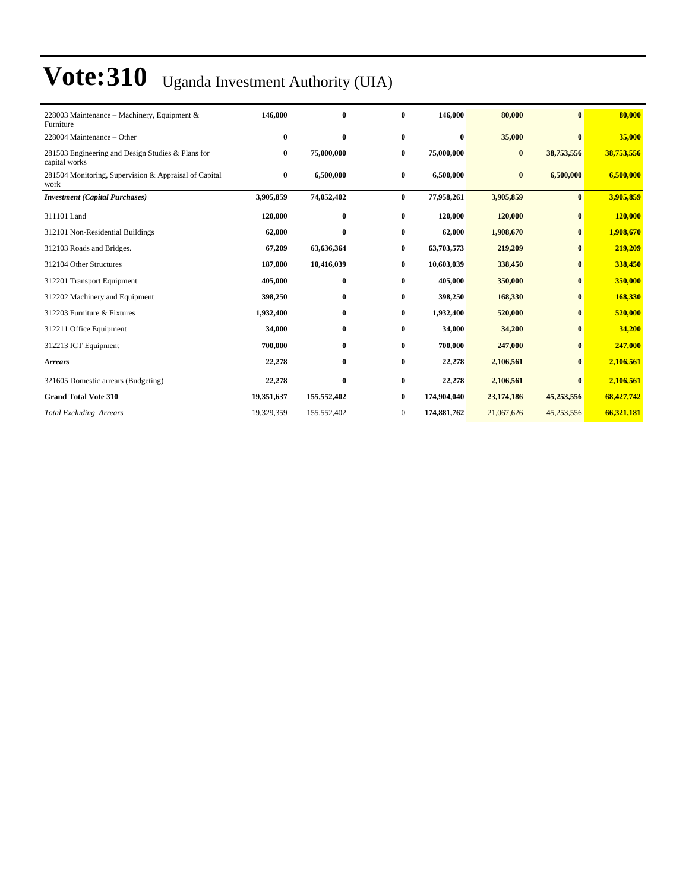# Vote:310 Uganda Investment Authority (UIA)

| | | | | | | | |
|---|---|---|---|---|---|---|---|
| 228003 Maintenance – Machinery, Equipment & Furniture | **146,000** | **0** | **0** | **146,000** | **80,000** | **0** | **80,000** |
| 228004 Maintenance – Other | **0** | **0** | **0** | **0** | **35,000** | **0** | **35,000** |
| 281503 Engineering and Design Studies & Plans for capital works | **0** | **75,000,000** | **0** | **75,000,000** | **0** | **38,753,556** | **38,753,556** |
| 281504 Monitoring, Supervision & Appraisal of Capital work | **0** | **6,500,000** | **0** | **6,500,000** | **0** | **6,500,000** | **6,500,000** |
| ***Investment (Capital Purchases)*** | **3,905,859** | **74,052,402** | **0** | **77,958,261** | **3,905,859** | **0** | **3,905,859** |
| 311101 Land | **120,000** | **0** | **0** | **120,000** | **120,000** | **0** | **120,000** |
| 312101 Non-Residential Buildings | **62,000** | **0** | **0** | **62,000** | **1,908,670** | **0** | **1,908,670** |
| 312103 Roads and Bridges. | **67,209** | **63,636,364** | **0** | **63,703,573** | **219,209** | **0** | **219,209** |
| 312104 Other Structures | **187,000** | **10,416,039** | **0** | **10,603,039** | **338,450** | **0** | **338,450** |
| 312201 Transport Equipment | **405,000** | **0** | **0** | **405,000** | **350,000** | **0** | **350,000** |
| 312202 Machinery and Equipment | **398,250** | **0** | **0** | **398,250** | **168,330** | **0** | **168,330** |
| 312203 Furniture & Fixtures | **1,932,400** | **0** | **0** | **1,932,400** | **520,000** | **0** | **520,000** |
| 312211 Office Equipment | **34,000** | **0** | **0** | **34,000** | **34,200** | **0** | **34,200** |
| 312213 ICT Equipment | **700,000** | **0** | **0** | **700,000** | **247,000** | **0** | **247,000** |
| ***Arrears*** | **22,278** | **0** | **0** | **22,278** | **2,106,561** | **0** | **2,106,561** |
| 321605 Domestic arrears (Budgeting) | **22,278** | **0** | **0** | **22,278** | **2,106,561** | **0** | **2,106,561** |
| **Grand Total Vote 310** | **19,351,637** | **155,552,402** | **0** | **174,904,040** | **23,174,186** | **45,253,556** | **68,427,742** |
| *Total Excluding Arrears* | 19,329,359 | 155,552,402 | 0 | **174,881,762** | 21,067,626 | 45,253,556 | **66,321,181** |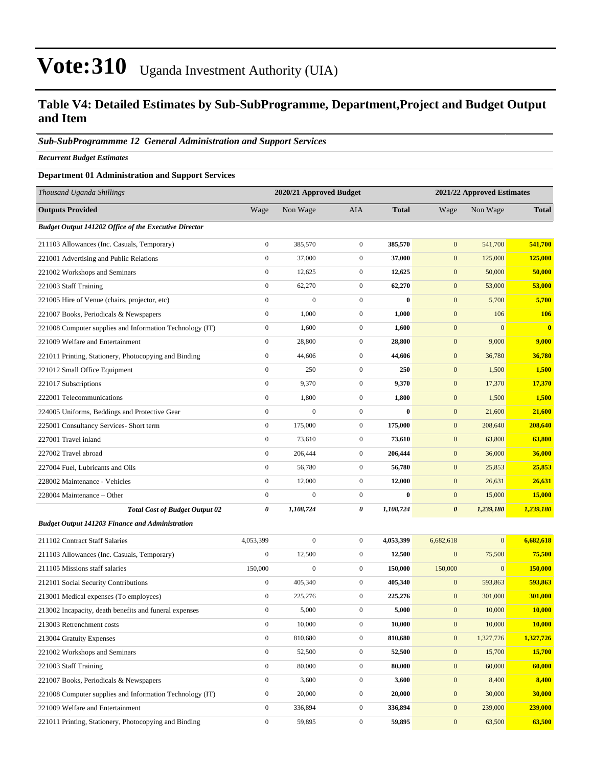# Vote:310 Uganda Investment Authority (UIA)

## Table V4: Detailed Estimates by Sub-SubProgramme, Department,Project and Budget Output and Item

### *Sub-SubProgrammme 12 General Administration and Support Services*

***Recurrent Budget Estimates***

**Department 01 Administration and Support Services**

| *Thousand Uganda Shillings* | 2020/21 Approved Budget | | | | 2021/22 Approved Estimates | | |
|---|---|---|---|---|---|---|---|
| **Outputs Provided** | Wage | Non Wage | AIA | **Total** | Wage | Non Wage | **Total** |
| ***Budget Output 141202 Office of the Executive Director*** | | | | | | | |
| 211103 Allowances (Inc. Casuals, Temporary) | 0 | 385,570 | 0 | **385,570** | 0 | 541,700 | **541,700** |
| 221001 Advertising and Public Relations | 0 | 37,000 | 0 | **37,000** | 0 | 125,000 | **125,000** |
| 221002 Workshops and Seminars | 0 | 12,625 | 0 | **12,625** | 0 | 50,000 | **50,000** |
| 221003 Staff Training | 0 | 62,270 | 0 | **62,270** | 0 | 53,000 | **53,000** |
| 221005 Hire of Venue (chairs, projector, etc) | 0 | 0 | 0 | **0** | 0 | 5,700 | **5,700** |
| 221007 Books, Periodicals & Newspapers | 0 | 1,000 | 0 | **1,000** | 0 | 106 | **106** |
| 221008 Computer supplies and Information Technology (IT) | 0 | 1,600 | 0 | **1,600** | 0 | 0 | **0** |
| 221009 Welfare and Entertainment | 0 | 28,800 | 0 | **28,800** | 0 | 9,000 | **9,000** |
| 221011 Printing, Stationery, Photocopying and Binding | 0 | 44,606 | 0 | **44,606** | 0 | 36,780 | **36,780** |
| 221012 Small Office Equipment | 0 | 250 | 0 | **250** | 0 | 1,500 | **1,500** |
| 221017 Subscriptions | 0 | 9,370 | 0 | **9,370** | 0 | 17,370 | **17,370** |
| 222001 Telecommunications | 0 | 1,800 | 0 | **1,800** | 0 | 1,500 | **1,500** |
| 224005 Uniforms, Beddings and Protective Gear | 0 | 0 | 0 | **0** | 0 | 21,600 | **21,600** |
| 225001 Consultancy Services- Short term | 0 | 175,000 | 0 | **175,000** | 0 | 208,640 | **208,640** |
| 227001 Travel inland | 0 | 73,610 | 0 | **73,610** | 0 | 63,800 | **63,800** |
| 227002 Travel abroad | 0 | 206,444 | 0 | **206,444** | 0 | 36,000 | **36,000** |
| 227004 Fuel, Lubricants and Oils | 0 | 56,780 | 0 | **56,780** | 0 | 25,853 | **25,853** |
| 228002 Maintenance - Vehicles | 0 | 12,000 | 0 | **12,000** | 0 | 26,631 | **26,631** |
| 228004 Maintenance – Other | 0 | 0 | 0 | **0** | 0 | 15,000 | **15,000** |
| ***Total Cost of Budget Output 02*** | ***0*** | ***1,108,724*** | ***0*** | ***1,108,724*** | ***0*** | ***1,239,180*** | ***1,239,180*** |
| ***Budget Output 141203 Finance and Administration*** | | | | | | | |
| 211102 Contract Staff Salaries | 4,053,399 | 0 | 0 | **4,053,399** | 6,682,618 | 0 | **6,682,618** |
| 211103 Allowances (Inc. Casuals, Temporary) | 0 | 12,500 | 0 | **12,500** | 0 | 75,500 | **75,500** |
| 211105 Missions staff salaries | 150,000 | 0 | 0 | **150,000** | 150,000 | 0 | **150,000** |
| 212101 Social Security Contributions | 0 | 405,340 | 0 | **405,340** | 0 | 593,863 | **593,863** |
| 213001 Medical expenses (To employees) | 0 | 225,276 | 0 | **225,276** | 0 | 301,000 | **301,000** |
| 213002 Incapacity, death benefits and funeral expenses | 0 | 5,000 | 0 | **5,000** | 0 | 10,000 | **10,000** |
| 213003 Retrenchment costs | 0 | 10,000 | 0 | **10,000** | 0 | 10,000 | **10,000** |
| 213004 Gratuity Expenses | 0 | 810,680 | 0 | **810,680** | 0 | 1,327,726 | **1,327,726** |
| 221002 Workshops and Seminars | 0 | 52,500 | 0 | **52,500** | 0 | 15,700 | **15,700** |
| 221003 Staff Training | 0 | 80,000 | 0 | **80,000** | 0 | 60,000 | **60,000** |
| 221007 Books, Periodicals & Newspapers | 0 | 3,600 | 0 | **3,600** | 0 | 8,400 | **8,400** |
| 221008 Computer supplies and Information Technology (IT) | 0 | 20,000 | 0 | **20,000** | 0 | 30,000 | **30,000** |
| 221009 Welfare and Entertainment | 0 | 336,894 | 0 | **336,894** | 0 | 239,000 | **239,000** |
| 221011 Printing, Stationery, Photocopying and Binding | 0 | 59,895 | 0 | **59,895** | 0 | 63,500 | **63,500** |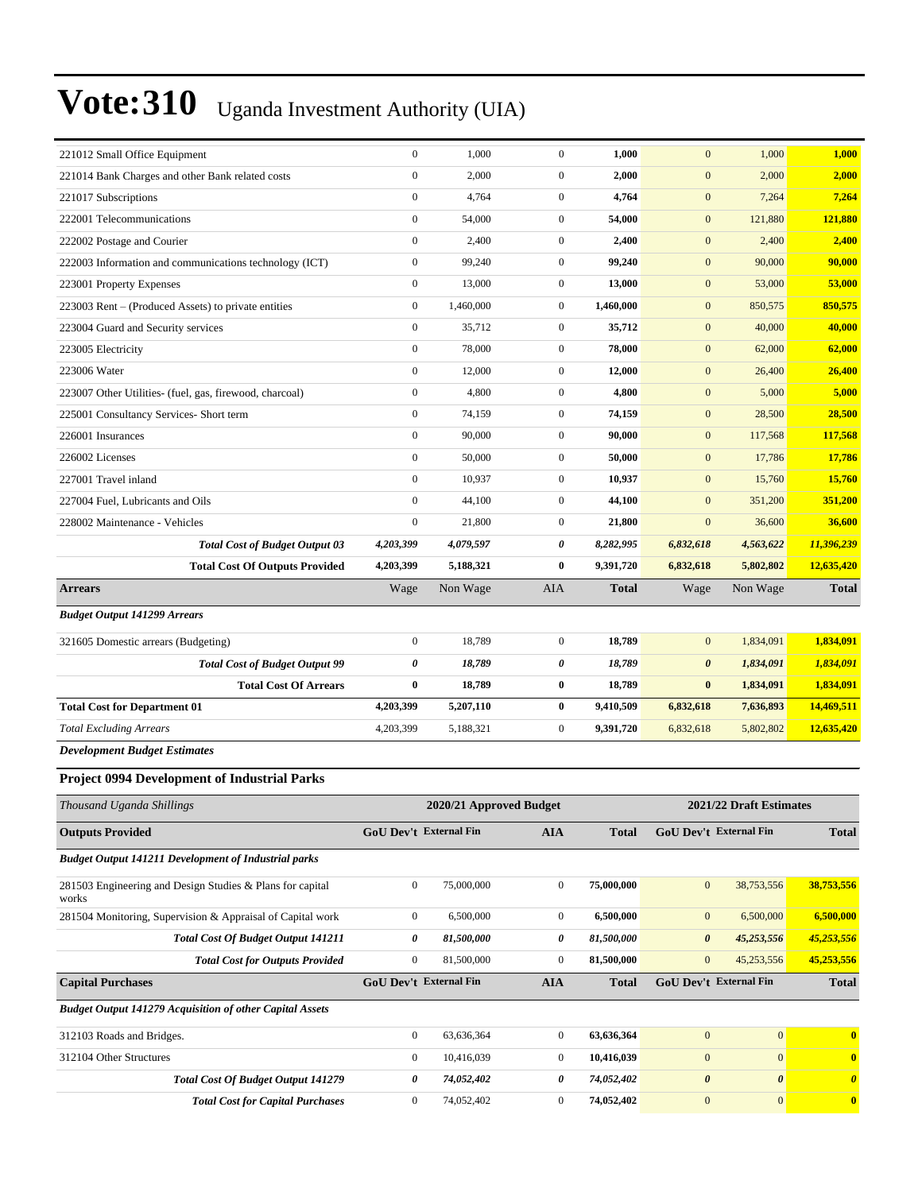# Vote:310 Uganda Investment Authority (UIA)

| | | | | | | | |
|---|---|---|---|---|---|---|---|
| 221012 Small Office Equipment | 0 | 1,000 | 0 | **1,000** | 0 | 1,000 | **1,000** |
| 221014 Bank Charges and other Bank related costs | 0 | 2,000 | 0 | **2,000** | 0 | 2,000 | **2,000** |
| 221017 Subscriptions | 0 | 4,764 | 0 | **4,764** | 0 | 7,264 | **7,264** |
| 222001 Telecommunications | 0 | 54,000 | 0 | **54,000** | 0 | 121,880 | **121,880** |
| 222002 Postage and Courier | 0 | 2,400 | 0 | **2,400** | 0 | 2,400 | **2,400** |
| 222003 Information and communications technology (ICT) | 0 | 99,240 | 0 | **99,240** | 0 | 90,000 | **90,000** |
| 223001 Property Expenses | 0 | 13,000 | 0 | **13,000** | 0 | 53,000 | **53,000** |
| 223003 Rent – (Produced Assets) to private entities | 0 | 1,460,000 | 0 | **1,460,000** | 0 | 850,575 | **850,575** |
| 223004 Guard and Security services | 0 | 35,712 | 0 | **35,712** | 0 | 40,000 | **40,000** |
| 223005 Electricity | 0 | 78,000 | 0 | **78,000** | 0 | 62,000 | **62,000** |
| 223006 Water | 0 | 12,000 | 0 | **12,000** | 0 | 26,400 | **26,400** |
| 223007 Other Utilities- (fuel, gas, firewood, charcoal) | 0 | 4,800 | 0 | **4,800** | 0 | 5,000 | **5,000** |
| 225001 Consultancy Services- Short term | 0 | 74,159 | 0 | **74,159** | 0 | 28,500 | **28,500** |
| 226001 Insurances | 0 | 90,000 | 0 | **90,000** | 0 | 117,568 | **117,568** |
| 226002 Licenses | 0 | 50,000 | 0 | **50,000** | 0 | 17,786 | **17,786** |
| 227001 Travel inland | 0 | 10,937 | 0 | **10,937** | 0 | 15,760 | **15,760** |
| 227004 Fuel, Lubricants and Oils | 0 | 44,100 | 0 | **44,100** | 0 | 351,200 | **351,200** |
| 228002 Maintenance - Vehicles | 0 | 21,800 | 0 | **21,800** | 0 | 36,600 | **36,600** |
| ***Total Cost of Budget Output 03*** | ***4,203,399*** | ***4,079,597*** | ***0*** | ***8,282,995*** | ***6,832,618*** | ***4,563,622*** | ***11,396,239*** |
| **Total Cost Of Outputs Provided** | **4,203,399** | **5,188,321** | **0** | **9,391,720** | **6,832,618** | **5,802,802** | **12,635,420** |
| **Arrears** | Wage | Non Wage | AIA | **Total** | Wage | Non Wage | **Total** |
| ***Budget Output 141299 Arrears*** | | | | | | | |
| 321605 Domestic arrears (Budgeting) | 0 | 18,789 | 0 | **18,789** | 0 | 1,834,091 | **1,834,091** |
| ***Total Cost of Budget Output 99*** | ***0*** | ***18,789*** | ***0*** | ***18,789*** | ***0*** | ***1,834,091*** | ***1,834,091*** |
| **Total Cost Of Arrears** | **0** | **18,789** | **0** | **18,789** | **0** | **1,834,091** | **1,834,091** |
| **Total Cost for Department 01** | **4,203,399** | **5,207,110** | **0** | **9,410,509** | **6,832,618** | **7,636,893** | **14,469,511** |
| *Total Excluding Arrears* | 4,203,399 | 5,188,321 | 0 | **9,391,720** | 6,832,618 | 5,802,802 | **12,635,420** |

***Development Budget Estimates***

**Project 0994 Development of Industrial Parks**

| *Thousand Uganda Shillings* | 2020/21 Approved Budget | | | | 2021/22 Draft Estimates | | |
|---|---|---|---|---|---|---|---|
| **Outputs Provided** | **GoU Dev't** | **External Fin** | **AIA** | **Total** | **GoU Dev't** | **External Fin** | **Total** |
| ***Budget Output 141211 Development of Industrial parks*** | | | | | | | |
| 281503 Engineering and Design Studies & Plans for capital works | 0 | 75,000,000 | 0 | **75,000,000** | 0 | 38,753,556 | **38,753,556** |
| 281504 Monitoring, Supervision & Appraisal of Capital work | 0 | 6,500,000 | 0 | **6,500,000** | 0 | 6,500,000 | **6,500,000** |
| ***Total Cost Of Budget Output 141211*** | ***0*** | ***81,500,000*** | ***0*** | ***81,500,000*** | ***0*** | ***45,253,556*** | ***45,253,556*** |
| ***Total Cost for Outputs Provided*** | 0 | 81,500,000 | 0 | **81,500,000** | 0 | 45,253,556 | **45,253,556** |
| **Capital Purchases** | **GoU Dev't** | **External Fin** | **AIA** | **Total** | **GoU Dev't** | **External Fin** | **Total** |
| ***Budget Output 141279 Acquisition of other Capital Assets*** | | | | | | | |
| 312103 Roads and Bridges. | 0 | 63,636,364 | 0 | **63,636,364** | 0 | 0 | **0** |
| 312104 Other Structures | 0 | 10,416,039 | 0 | **10,416,039** | 0 | 0 | **0** |
| ***Total Cost Of Budget Output 141279*** | ***0*** | ***74,052,402*** | ***0*** | ***74,052,402*** | ***0*** | ***0*** | ***0*** |
| ***Total Cost for Capital Purchases*** | 0 | 74,052,402 | 0 | **74,052,402** | 0 | 0 | **0** |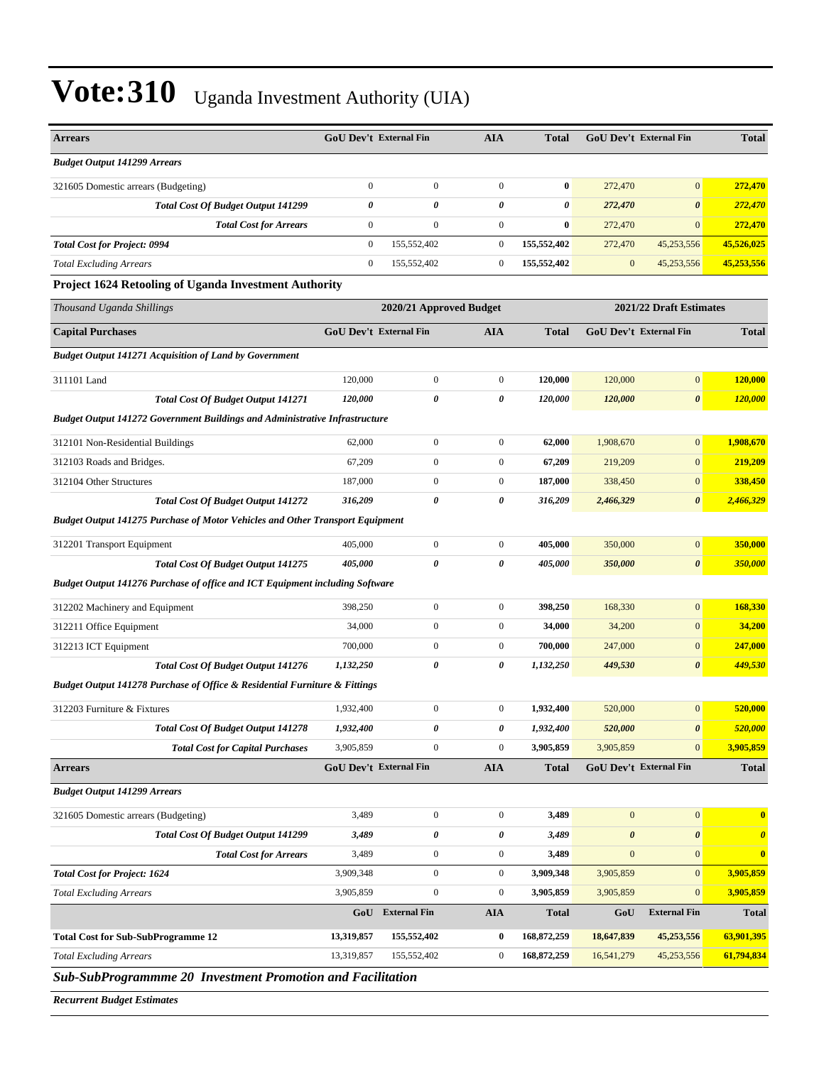# Vote:310 Uganda Investment Authority (UIA)

| Arrears | GoU Dev't | External Fin | AIA | Total | GoU Dev't | External Fin | Total |
|---|---|---|---|---|---|---|---|
| ***Budget Output 141299 Arrears*** | | | | | | | |
| 321605 Domestic arrears (Budgeting) | 0 | 0 | 0 | **0** | 272,470 | 0 | **272,470** |
| ***Total Cost Of Budget Output 141299*** | ***0*** | ***0*** | ***0*** | ***0*** | ***272,470*** | ***0*** | ***272,470*** |
| ***Total Cost for Arrears*** | 0 | 0 | 0 | **0** | 272,470 | 0 | **272,470** |
| ***Total Cost for Project: 0994*** | 0 | 155,552,402 | 0 | **155,552,402** | 272,470 | 45,253,556 | **45,526,025** |
| *Total Excluding Arrears* | 0 | 155,552,402 | 0 | **155,552,402** | 0 | 45,253,556 | **45,253,556** |

### Project 1624 Retooling of Uganda Investment Authority

| *Thousand Uganda Shillings* | 2020/21 Approved Budget | | | | 2021/22 Draft Estimates | | |
|---|---|---|---|---|---|---|---|
| **Capital Purchases** | **GoU Dev't** | **External Fin** | **AIA** | **Total** | **GoU Dev't** | **External Fin** | **Total** |
| ***Budget Output 141271 Acquisition of Land by Government*** | | | | | | | |
| 311101 Land | 120,000 | 0 | 0 | **120,000** | 120,000 | 0 | **120,000** |
| ***Total Cost Of Budget Output 141271*** | ***120,000*** | ***0*** | ***0*** | ***120,000*** | ***120,000*** | ***0*** | ***120,000*** |
| ***Budget Output 141272 Government Buildings and Administrative Infrastructure*** | | | | | | | |
| 312101 Non-Residential Buildings | 62,000 | 0 | 0 | **62,000** | 1,908,670 | 0 | **1,908,670** |
| 312103 Roads and Bridges. | 67,209 | 0 | 0 | **67,209** | 219,209 | 0 | **219,209** |
| 312104 Other Structures | 187,000 | 0 | 0 | **187,000** | 338,450 | 0 | **338,450** |
| ***Total Cost Of Budget Output 141272*** | ***316,209*** | ***0*** | ***0*** | ***316,209*** | ***2,466,329*** | ***0*** | ***2,466,329*** |
| ***Budget Output 141275 Purchase of Motor Vehicles and Other Transport Equipment*** | | | | | | | |
| 312201 Transport Equipment | 405,000 | 0 | 0 | **405,000** | 350,000 | 0 | **350,000** |
| ***Total Cost Of Budget Output 141275*** | ***405,000*** | ***0*** | ***0*** | ***405,000*** | ***350,000*** | ***0*** | ***350,000*** |
| ***Budget Output 141276 Purchase of office and ICT Equipment including Software*** | | | | | | | |
| 312202 Machinery and Equipment | 398,250 | 0 | 0 | **398,250** | 168,330 | 0 | **168,330** |
| 312211 Office Equipment | 34,000 | 0 | 0 | **34,000** | 34,200 | 0 | **34,200** |
| 312213 ICT Equipment | 700,000 | 0 | 0 | **700,000** | 247,000 | 0 | **247,000** |
| ***Total Cost Of Budget Output 141276*** | ***1,132,250*** | ***0*** | ***0*** | ***1,132,250*** | ***449,530*** | ***0*** | ***449,530*** |
| ***Budget Output 141278 Purchase of Office & Residential Furniture & Fittings*** | | | | | | | |
| 312203 Furniture & Fixtures | 1,932,400 | 0 | 0 | **1,932,400** | 520,000 | 0 | **520,000** |
| ***Total Cost Of Budget Output 141278*** | ***1,932,400*** | ***0*** | ***0*** | ***1,932,400*** | ***520,000*** | ***0*** | ***520,000*** |
| ***Total Cost for Capital Purchases*** | 3,905,859 | 0 | 0 | **3,905,859** | 3,905,859 | 0 | **3,905,859** |
| **Arrears** | **GoU Dev't** | **External Fin** | **AIA** | **Total** | **GoU Dev't** | **External Fin** | **Total** |
| ***Budget Output 141299 Arrears*** | | | | | | | |
| 321605 Domestic arrears (Budgeting) | 3,489 | 0 | 0 | **3,489** | 0 | 0 | **0** |
| ***Total Cost Of Budget Output 141299*** | ***3,489*** | ***0*** | ***0*** | ***3,489*** | ***0*** | ***0*** | ***0*** |
| ***Total Cost for Arrears*** | 3,489 | 0 | 0 | **3,489** | 0 | 0 | **0** |
| ***Total Cost for Project: 1624*** | 3,909,348 | 0 | 0 | **3,909,348** | 3,905,859 | 0 | **3,905,859** |
| *Total Excluding Arrears* | 3,905,859 | 0 | 0 | **3,905,859** | 3,905,859 | 0 | **3,905,859** |
| | **GoU** | **External Fin** | **AIA** | **Total** | **GoU** | **External Fin** | **Total** |
| **Total Cost for Sub-SubProgramme 12** | **13,319,857** | **155,552,402** | **0** | **168,872,259** | **18,647,839** | **45,253,556** | **63,901,395** |
| *Total Excluding Arrears* | 13,319,857 | 155,552,402 | 0 | **168,872,259** | 16,541,279 | 45,253,556 | **61,794,834** |

### *Sub-SubProgrammme 20 Investment Promotion and Facilitation*

***Recurrent Budget Estimates***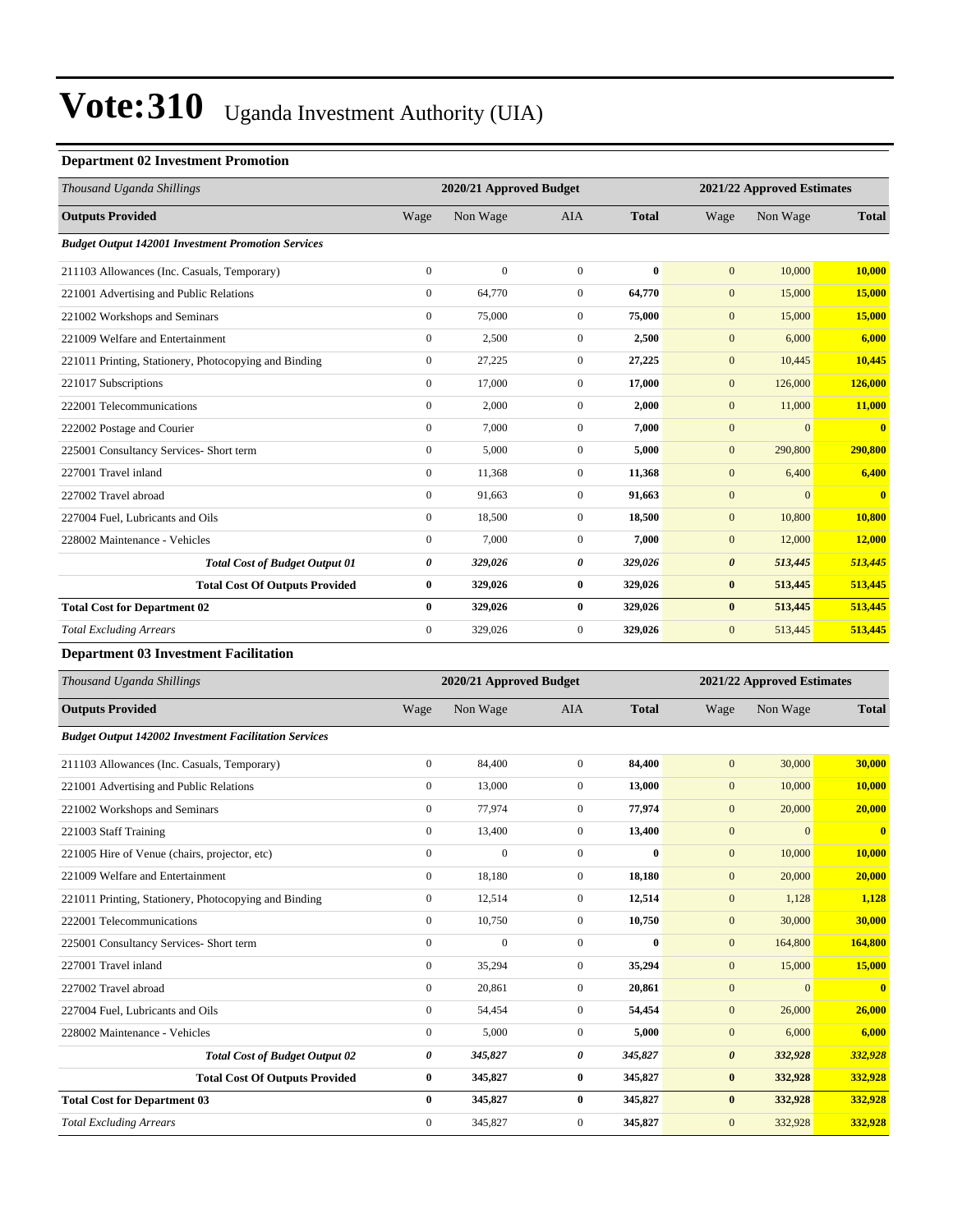# Vote:310 Uganda Investment Authority (UIA)

### Department 02 Investment Promotion

| *Thousand Uganda Shillings* | 2020/21 Approved Budget | | | | 2021/22 Approved Estimates | | |
|---|---|---|---|---|---|---|---|
| **Outputs Provided** | Wage | Non Wage | AIA | **Total** | Wage | Non Wage | **Total** |
| ***Budget Output 142001 Investment Promotion Services*** | | | | | | | |
| 211103 Allowances (Inc. Casuals, Temporary) | 0 | 0 | 0 | **0** | 0 | 10,000 | **10,000** |
| 221001 Advertising and Public Relations | 0 | 64,770 | 0 | **64,770** | 0 | 15,000 | **15,000** |
| 221002 Workshops and Seminars | 0 | 75,000 | 0 | **75,000** | 0 | 15,000 | **15,000** |
| 221009 Welfare and Entertainment | 0 | 2,500 | 0 | **2,500** | 0 | 6,000 | **6,000** |
| 221011 Printing, Stationery, Photocopying and Binding | 0 | 27,225 | 0 | **27,225** | 0 | 10,445 | **10,445** |
| 221017 Subscriptions | 0 | 17,000 | 0 | **17,000** | 0 | 126,000 | **126,000** |
| 222001 Telecommunications | 0 | 2,000 | 0 | **2,000** | 0 | 11,000 | **11,000** |
| 222002 Postage and Courier | 0 | 7,000 | 0 | **7,000** | 0 | 0 | **0** |
| 225001 Consultancy Services- Short term | 0 | 5,000 | 0 | **5,000** | 0 | 290,800 | **290,800** |
| 227001 Travel inland | 0 | 11,368 | 0 | **11,368** | 0 | 6,400 | **6,400** |
| 227002 Travel abroad | 0 | 91,663 | 0 | **91,663** | 0 | 0 | **0** |
| 227004 Fuel, Lubricants and Oils | 0 | 18,500 | 0 | **18,500** | 0 | 10,800 | **10,800** |
| 228002 Maintenance - Vehicles | 0 | 7,000 | 0 | **7,000** | 0 | 12,000 | **12,000** |
| ***Total Cost of Budget Output 01*** | ***0*** | ***329,026*** | ***0*** | ***329,026*** | ***0*** | ***513,445*** | ***513,445*** |
| **Total Cost Of Outputs Provided** | **0** | **329,026** | **0** | **329,026** | **0** | **513,445** | **513,445** |
| **Total Cost for Department 02** | **0** | **329,026** | **0** | **329,026** | **0** | **513,445** | **513,445** |
| *Total Excluding Arrears* | 0 | 329,026 | 0 | **329,026** | 0 | 513,445 | **513,445** |

### Department 03 Investment Facilitation

| *Thousand Uganda Shillings* | 2020/21 Approved Budget | | | | 2021/22 Approved Estimates | | |
|---|---|---|---|---|---|---|---|
| **Outputs Provided** | Wage | Non Wage | AIA | **Total** | Wage | Non Wage | **Total** |
| ***Budget Output 142002 Investment Facilitation Services*** | | | | | | | |
| 211103 Allowances (Inc. Casuals, Temporary) | 0 | 84,400 | 0 | **84,400** | 0 | 30,000 | **30,000** |
| 221001 Advertising and Public Relations | 0 | 13,000 | 0 | **13,000** | 0 | 10,000 | **10,000** |
| 221002 Workshops and Seminars | 0 | 77,974 | 0 | **77,974** | 0 | 20,000 | **20,000** |
| 221003 Staff Training | 0 | 13,400 | 0 | **13,400** | 0 | 0 | **0** |
| 221005 Hire of Venue (chairs, projector, etc) | 0 | 0 | 0 | **0** | 0 | 10,000 | **10,000** |
| 221009 Welfare and Entertainment | 0 | 18,180 | 0 | **18,180** | 0 | 20,000 | **20,000** |
| 221011 Printing, Stationery, Photocopying and Binding | 0 | 12,514 | 0 | **12,514** | 0 | 1,128 | **1,128** |
| 222001 Telecommunications | 0 | 10,750 | 0 | **10,750** | 0 | 30,000 | **30,000** |
| 225001 Consultancy Services- Short term | 0 | 0 | 0 | **0** | 0 | 164,800 | **164,800** |
| 227001 Travel inland | 0 | 35,294 | 0 | **35,294** | 0 | 15,000 | **15,000** |
| 227002 Travel abroad | 0 | 20,861 | 0 | **20,861** | 0 | 0 | **0** |
| 227004 Fuel, Lubricants and Oils | 0 | 54,454 | 0 | **54,454** | 0 | 26,000 | **26,000** |
| 228002 Maintenance - Vehicles | 0 | 5,000 | 0 | **5,000** | 0 | 6,000 | **6,000** |
| ***Total Cost of Budget Output 02*** | ***0*** | ***345,827*** | ***0*** | ***345,827*** | ***0*** | ***332,928*** | ***332,928*** |
| **Total Cost Of Outputs Provided** | **0** | **345,827** | **0** | **345,827** | **0** | **332,928** | **332,928** |
| **Total Cost for Department 03** | **0** | **345,827** | **0** | **345,827** | **0** | **332,928** | **332,928** |
| *Total Excluding Arrears* | 0 | 345,827 | 0 | **345,827** | 0 | 332,928 | **332,928** |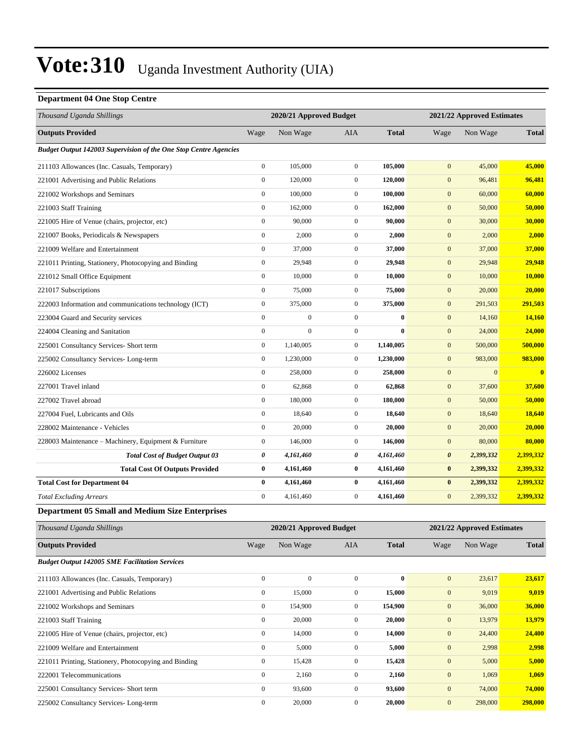# Vote:310 Uganda Investment Authority (UIA)

### Department 04 One Stop Centre

| *Thousand Uganda Shillings* | 2020/21 Approved Budget | | | | 2021/22 Approved Estimates | | |
|---|---|---|---|---|---|---|---|
| **Outputs Provided** | Wage | Non Wage | AIA | **Total** | Wage | Non Wage | **Total** |
| ***Budget Output 142003 Supervision of the One Stop Centre Agencies*** | | | | | | | |
| 211103 Allowances (Inc. Casuals, Temporary) | 0 | 105,000 | 0 | **105,000** | 0 | 45,000 | **45,000** |
| 221001 Advertising and Public Relations | 0 | 120,000 | 0 | **120,000** | 0 | 96,481 | **96,481** |
| 221002 Workshops and Seminars | 0 | 100,000 | 0 | **100,000** | 0 | 60,000 | **60,000** |
| 221003 Staff Training | 0 | 162,000 | 0 | **162,000** | 0 | 50,000 | **50,000** |
| 221005 Hire of Venue (chairs, projector, etc) | 0 | 90,000 | 0 | **90,000** | 0 | 30,000 | **30,000** |
| 221007 Books, Periodicals & Newspapers | 0 | 2,000 | 0 | **2,000** | 0 | 2,000 | **2,000** |
| 221009 Welfare and Entertainment | 0 | 37,000 | 0 | **37,000** | 0 | 37,000 | **37,000** |
| 221011 Printing, Stationery, Photocopying and Binding | 0 | 29,948 | 0 | **29,948** | 0 | 29,948 | **29,948** |
| 221012 Small Office Equipment | 0 | 10,000 | 0 | **10,000** | 0 | 10,000 | **10,000** |
| 221017 Subscriptions | 0 | 75,000 | 0 | **75,000** | 0 | 20,000 | **20,000** |
| 222003 Information and communications technology (ICT) | 0 | 375,000 | 0 | **375,000** | 0 | 291,503 | **291,503** |
| 223004 Guard and Security services | 0 | 0 | 0 | **0** | 0 | 14,160 | **14,160** |
| 224004 Cleaning and Sanitation | 0 | 0 | 0 | **0** | 0 | 24,000 | **24,000** |
| 225001 Consultancy Services- Short term | 0 | 1,140,005 | 0 | **1,140,005** | 0 | 500,000 | **500,000** |
| 225002 Consultancy Services- Long-term | 0 | 1,230,000 | 0 | **1,230,000** | 0 | 983,000 | **983,000** |
| 226002 Licenses | 0 | 258,000 | 0 | **258,000** | 0 | 0 | **0** |
| 227001 Travel inland | 0 | 62,868 | 0 | **62,868** | 0 | 37,600 | **37,600** |
| 227002 Travel abroad | 0 | 180,000 | 0 | **180,000** | 0 | 50,000 | **50,000** |
| 227004 Fuel, Lubricants and Oils | 0 | 18,640 | 0 | **18,640** | 0 | 18,640 | **18,640** |
| 228002 Maintenance - Vehicles | 0 | 20,000 | 0 | **20,000** | 0 | 20,000 | **20,000** |
| 228003 Maintenance – Machinery, Equipment & Furniture | 0 | 146,000 | 0 | **146,000** | 0 | 80,000 | **80,000** |
| ***Total Cost of Budget Output 03*** | ***0*** | ***4,161,460*** | ***0*** | ***4,161,460*** | ***0*** | ***2,399,332*** | ***2,399,332*** |
| **Total Cost Of Outputs Provided** | **0** | **4,161,460** | **0** | **4,161,460** | **0** | **2,399,332** | **2,399,332** |
| **Total Cost for Department 04** | **0** | **4,161,460** | **0** | **4,161,460** | **0** | **2,399,332** | **2,399,332** |
| *Total Excluding Arrears* | 0 | 4,161,460 | 0 | **4,161,460** | 0 | 2,399,332 | **2,399,332** |

### Department 05 Small and Medium Size Enterprises

| *Thousand Uganda Shillings* | 2020/21 Approved Budget | | | | 2021/22 Approved Estimates | | |
|---|---|---|---|---|---|---|---|
| **Outputs Provided** | Wage | Non Wage | AIA | **Total** | Wage | Non Wage | **Total** |
| ***Budget Output 142005 SME Facilitation Services*** | | | | | | | |
| 211103 Allowances (Inc. Casuals, Temporary) | 0 | 0 | 0 | **0** | 0 | 23,617 | **23,617** |
| 221001 Advertising and Public Relations | 0 | 15,000 | 0 | **15,000** | 0 | 9,019 | **9,019** |
| 221002 Workshops and Seminars | 0 | 154,900 | 0 | **154,900** | 0 | 36,000 | **36,000** |
| 221003 Staff Training | 0 | 20,000 | 0 | **20,000** | 0 | 13,979 | **13,979** |
| 221005 Hire of Venue (chairs, projector, etc) | 0 | 14,000 | 0 | **14,000** | 0 | 24,400 | **24,400** |
| 221009 Welfare and Entertainment | 0 | 5,000 | 0 | **5,000** | 0 | 2,998 | **2,998** |
| 221011 Printing, Stationery, Photocopying and Binding | 0 | 15,428 | 0 | **15,428** | 0 | 5,000 | **5,000** |
| 222001 Telecommunications | 0 | 2,160 | 0 | **2,160** | 0 | 1,069 | **1,069** |
| 225001 Consultancy Services- Short term | 0 | 93,600 | 0 | **93,600** | 0 | 74,000 | **74,000** |
| 225002 Consultancy Services- Long-term | 0 | 20,000 | 0 | **20,000** | 0 | 298,000 | **298,000** |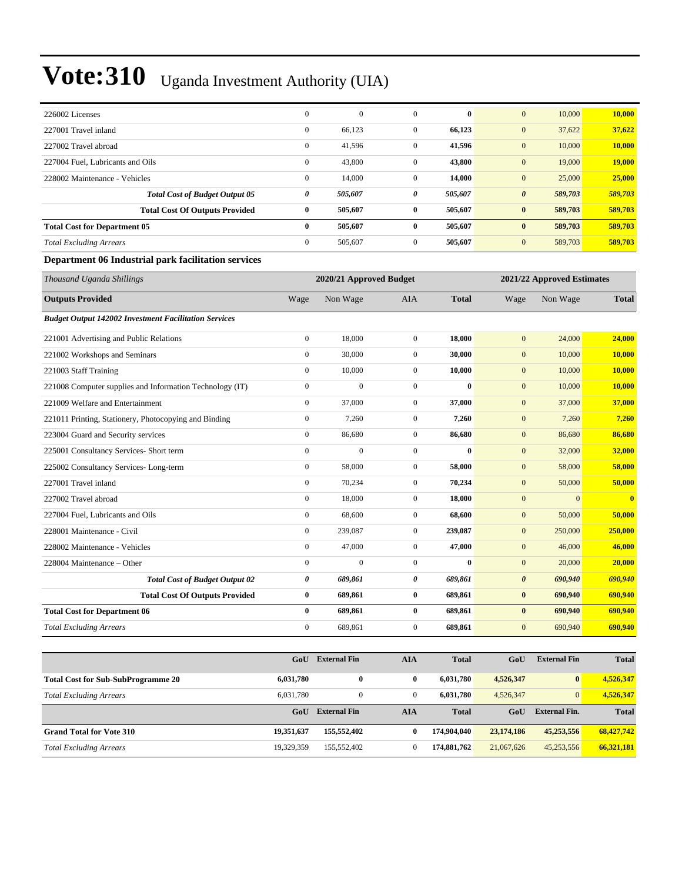# Vote:310 Uganda Investment Authority (UIA)

| | | | | | | | |
|---|---|---|---|---|---|---|---|
| 226002 Licenses | 0 | 0 | 0 | **0** | 0 | 10,000 | **10,000** |
| 227001 Travel inland | 0 | 66,123 | 0 | **66,123** | 0 | 37,622 | **37,622** |
| 227002 Travel abroad | 0 | 41,596 | 0 | **41,596** | 0 | 10,000 | **10,000** |
| 227004 Fuel, Lubricants and Oils | 0 | 43,800 | 0 | **43,800** | 0 | 19,000 | **19,000** |
| 228002 Maintenance - Vehicles | 0 | 14,000 | 0 | **14,000** | 0 | 25,000 | **25,000** |
| ***Total Cost of Budget Output 05*** | ***0*** | ***505,607*** | ***0*** | ***505,607*** | ***0*** | ***589,703*** | ***589,703*** |
| **Total Cost Of Outputs Provided** | **0** | **505,607** | **0** | **505,607** | **0** | **589,703** | **589,703** |
| **Total Cost for Department 05** | **0** | **505,607** | **0** | **505,607** | **0** | **589,703** | **589,703** |
| *Total Excluding Arrears* | 0 | 505,607 | 0 | **505,607** | 0 | 589,703 | **589,703** |

**Department 06 Industrial park facilitation services**

| *Thousand Uganda Shillings* | 2020/21 Approved Budget | | | | 2021/22 Approved Estimates | | |
|---|---|---|---|---|---|---|---|
| **Outputs Provided** | Wage | Non Wage | AIA | **Total** | Wage | Non Wage | **Total** |
| ***Budget Output 142002 Investment Facilitation Services*** | | | | | | | |
| 221001 Advertising and Public Relations | 0 | 18,000 | 0 | **18,000** | 0 | 24,000 | **24,000** |
| 221002 Workshops and Seminars | 0 | 30,000 | 0 | **30,000** | 0 | 10,000 | **10,000** |
| 221003 Staff Training | 0 | 10,000 | 0 | **10,000** | 0 | 10,000 | **10,000** |
| 221008 Computer supplies and Information Technology (IT) | 0 | 0 | 0 | **0** | 0 | 10,000 | **10,000** |
| 221009 Welfare and Entertainment | 0 | 37,000 | 0 | **37,000** | 0 | 37,000 | **37,000** |
| 221011 Printing, Stationery, Photocopying and Binding | 0 | 7,260 | 0 | **7,260** | 0 | 7,260 | **7,260** |
| 223004 Guard and Security services | 0 | 86,680 | 0 | **86,680** | 0 | 86,680 | **86,680** |
| 225001 Consultancy Services- Short term | 0 | 0 | 0 | **0** | 0 | 32,000 | **32,000** |
| 225002 Consultancy Services- Long-term | 0 | 58,000 | 0 | **58,000** | 0 | 58,000 | **58,000** |
| 227001 Travel inland | 0 | 70,234 | 0 | **70,234** | 0 | 50,000 | **50,000** |
| 227002 Travel abroad | 0 | 18,000 | 0 | **18,000** | 0 | 0 | **0** |
| 227004 Fuel, Lubricants and Oils | 0 | 68,600 | 0 | **68,600** | 0 | 50,000 | **50,000** |
| 228001 Maintenance - Civil | 0 | 239,087 | 0 | **239,087** | 0 | 250,000 | **250,000** |
| 228002 Maintenance - Vehicles | 0 | 47,000 | 0 | **47,000** | 0 | 46,000 | **46,000** |
| 228004 Maintenance – Other | 0 | 0 | 0 | **0** | 0 | 20,000 | **20,000** |
| ***Total Cost of Budget Output 02*** | ***0*** | ***689,861*** | ***0*** | ***689,861*** | ***0*** | ***690,940*** | ***690,940*** |
| **Total Cost Of Outputs Provided** | **0** | **689,861** | **0** | **689,861** | **0** | **690,940** | **690,940** |
| **Total Cost for Department 06** | **0** | **689,861** | **0** | **689,861** | **0** | **690,940** | **690,940** |
| *Total Excluding Arrears* | 0 | 689,861 | 0 | **689,861** | 0 | 690,940 | **690,940** |

| | GoU | External Fin | AIA | Total | GoU | External Fin | Total |
|---|---|---|---|---|---|---|---|
| **Total Cost for Sub-SubProgramme 20** | **6,031,780** | **0** | **0** | **6,031,780** | **4,526,347** | **0** | **4,526,347** |
| *Total Excluding Arrears* | 6,031,780 | 0 | 0 | **6,031,780** | 4,526,347 | 0 | **4,526,347** |
| | **GoU** | **External Fin** | **AIA** | **Total** | **GoU** | **External Fin.** | **Total** |
| **Grand Total for Vote 310** | **19,351,637** | **155,552,402** | **0** | **174,904,040** | **23,174,186** | **45,253,556** | **68,427,742** |
| *Total Excluding Arrears* | 19,329,359 | 155,552,402 | 0 | **174,881,762** | 21,067,626 | 45,253,556 | **66,321,181** |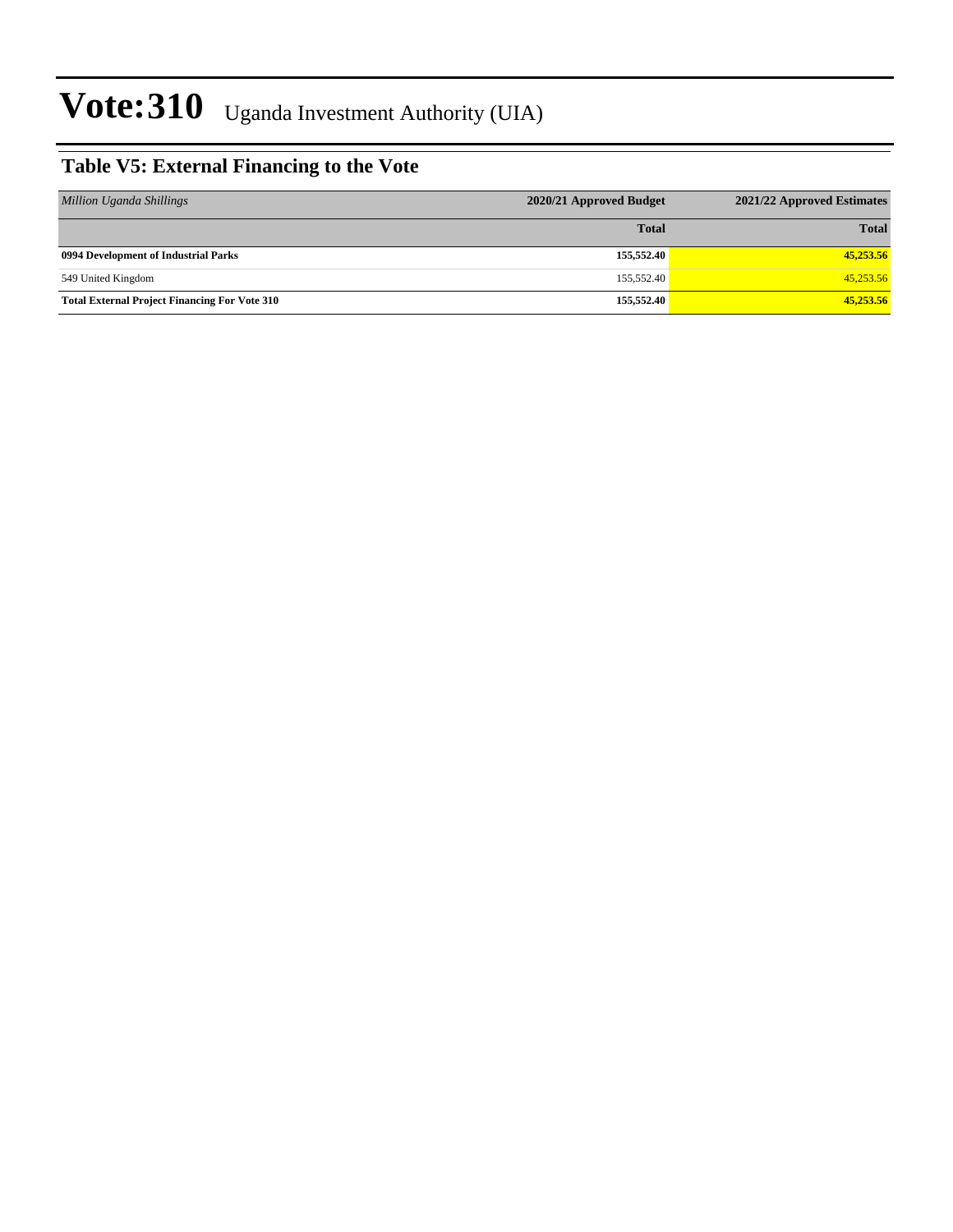# Vote:310 Uganda Investment Authority (UIA)

## Table V5: External Financing to the Vote

| *Million Uganda Shillings* | 2020/21 Approved Budget | 2021/22 Approved Estimates |
|---|---|---|
| | **Total** | **Total** |
| **0994 Development of Industrial Parks** | **155,552.40** | **45,253.56** |
| 549 United Kingdom | 155,552.40 | 45,253.56 |
| **Total External Project Financing For Vote 310** | **155,552.40** | **45,253.56** |